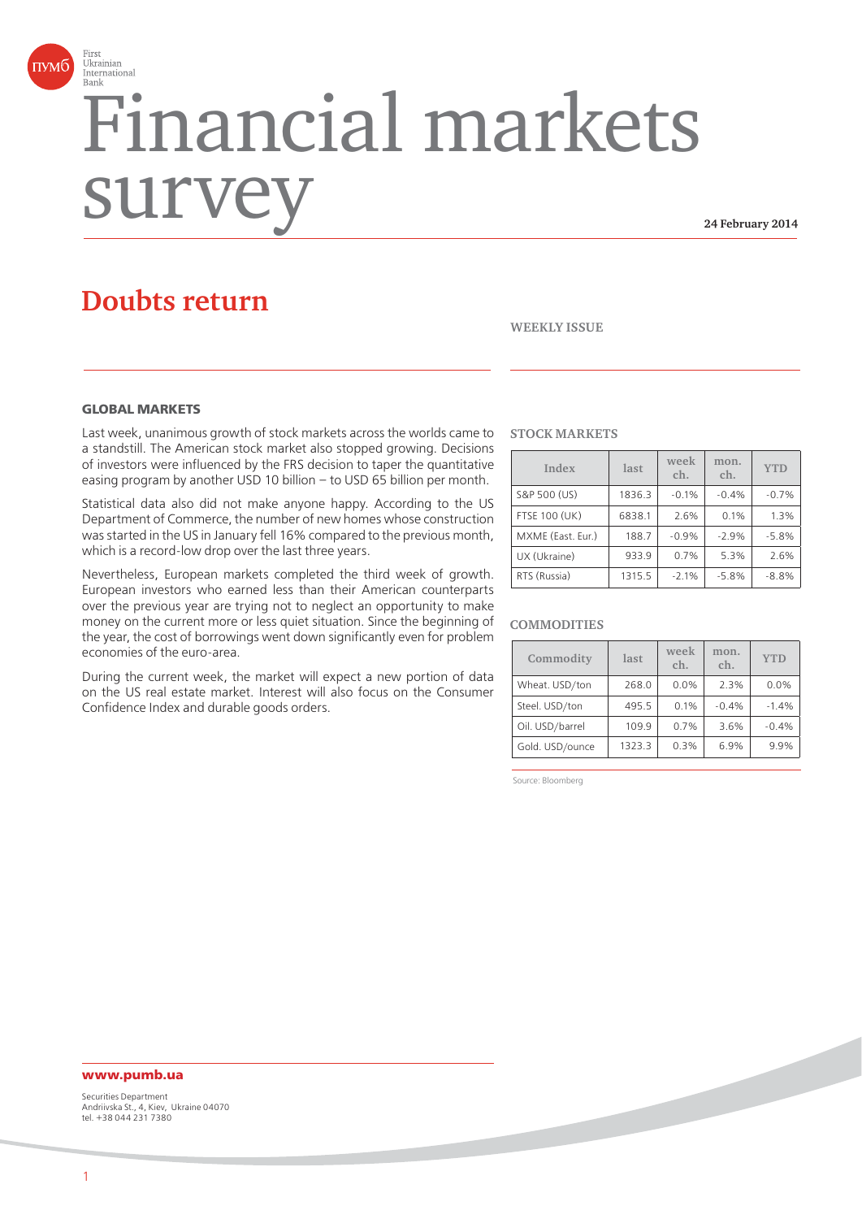First Ukrainian International Bank

# Financial markets survey

**24 February 2014**

## Doubts return

**WEEKLY ISSUE**

### GLOBAL MARKETS

Last week, unanimous growth of stock markets across the worlds came to a standstill. The American stock market also stopped growing. Decisions of investors were influenced by the FRS decision to taper the quantitative easing program by another USD 10 billion – to USD 65 billion per month.

Statistical data also did not make anyone happy. According to the US Department of Commerce, the number of new homes whose construction was started in the US in January fell 16% compared to the previous month, which is a record-low drop over the last three years.

Nevertheless, European markets completed the third week of growth. European investors who earned less than their American counterparts over the previous year are trying not to neglect an opportunity to make money on the current more or less quiet situation. Since the beginning of the year, the cost of borrowings went down significantly even for problem economies of the euro-area.

During the current week, the market will expect a new portion of data on the US real estate market. Interest will also focus on the Consumer Confidence Index and durable goods orders.

**STOCK MARKETS**

| Index | last | week ch. | mon. ch. | YTD |
|---|---|---|---|---|
| S&P 500 (US) | 1836.3 | -0.1% | -0.4% | -0.7% |
| FTSE 100 (UK) | 6838.1 | 2.6% | 0.1% | 1.3% |
| MXME (East. Eur.) | 188.7 | -0.9% | -2.9% | -5.8% |
| UX (Ukraine) | 933.9 | 0.7% | 5.3% | 2.6% |
| RTS (Russia) | 1315.5 | -2.1% | -5.8% | -8.8% |

**COMMODITIES**

| Commodity | last | week ch. | mon. ch. | YTD |
|---|---|---|---|---|
| Wheat. USD/ton | 268.0 | 0.0% | 2.3% | 0.0% |
| Steel. USD/ton | 495.5 | 0.1% | -0.4% | -1.4% |
| Oil. USD/barrel | 109.9 | 0.7% | 3.6% | -0.4% |
| Gold. USD/ounce | 1323.3 | 0.3% | 6.9% | 9.9% |

Source: Bloomberg

**www.pumb.ua**

Securities Department
Andriivska St., 4, Kiev, Ukraine 04070
tel. +38 044 231 7380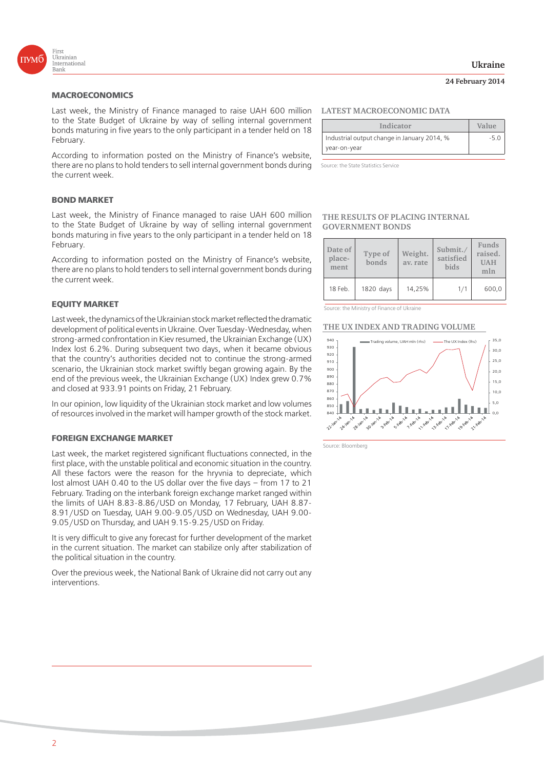## MACROECONOMICS

Last week, the Ministry of Finance managed to raise UAH 600 million to the State Budget of Ukraine by way of selling internal government bonds maturing in five years to the only participant in a tender held on 18 February.

According to information posted on the Ministry of Finance's website, there are no plans to hold tenders to sell internal government bonds during the current week.

## BOND MARKET

Last week, the Ministry of Finance managed to raise UAH 600 million to the State Budget of Ukraine by way of selling internal government bonds maturing in five years to the only participant in a tender held on 18 February.

According to information posted on the Ministry of Finance's website, there are no plans to hold tenders to sell internal government bonds during the current week.

## EQUITY MARKET

Last week, the dynamics of the Ukrainian stock market reflected the dramatic development of political events in Ukraine. Over Tuesday-Wednesday, when strong-armed confrontation in Kiev resumed, the Ukrainian Exchange (UX) Index lost 6.2%. During subsequent two days, when it became obvious that the country's authorities decided not to continue the strong-armed scenario, the Ukrainian stock market swiftly began growing again. By the end of the previous week, the Ukrainian Exchange (UX) Index grew 0.7% and closed at 933.91 points on Friday, 21 February.

In our opinion, low liquidity of the Ukrainian stock market and low volumes of resources involved in the market will hamper growth of the stock market.

## FOREIGN EXCHANGE MARKET

Last week, the market registered significant fluctuations connected, in the first place, with the unstable political and economic situation in the country. All these factors were the reason for the hryvnia to depreciate, which lost almost UAH 0.40 to the US dollar over the five days – from 17 to 21 February. Trading on the interbank foreign exchange market ranged within the limits of UAH 8.83-8.86/USD on Monday, 17 February, UAH 8.87-8.91/USD on Tuesday, UAH 9.00-9.05/USD on Wednesday, UAH 9.00-9.05/USD on Thursday, and UAH 9.15-9.25/USD on Friday.

It is very difficult to give any forecast for further development of the market in the current situation. The market can stabilize only after stabilization of the political situation in the country.

Over the previous week, the National Bank of Ukraine did not carry out any interventions.

### LATEST MACROECONOMIC DATA

| Indicator | Value |
|---|---|
| Industrial output change in January 2014, % year-on-year | -5.0 |

Source: the State Statistics Service

### THE RESULTS OF PLACING INTERNAL GOVERNMENT BONDS

| Date of place-ment | Type of bonds | Weight. av. rate | Submit./ satisfied bids | Funds raised. UAH mln |
|---|---|---|---|---|
| 18 Feb. | 1820 days | 14,25% | 1/1 | 600,0 |

Source: the Ministry of Finance of Ukraine

### THE UX INDEX AND TRADING VOLUME

Source: Bloomberg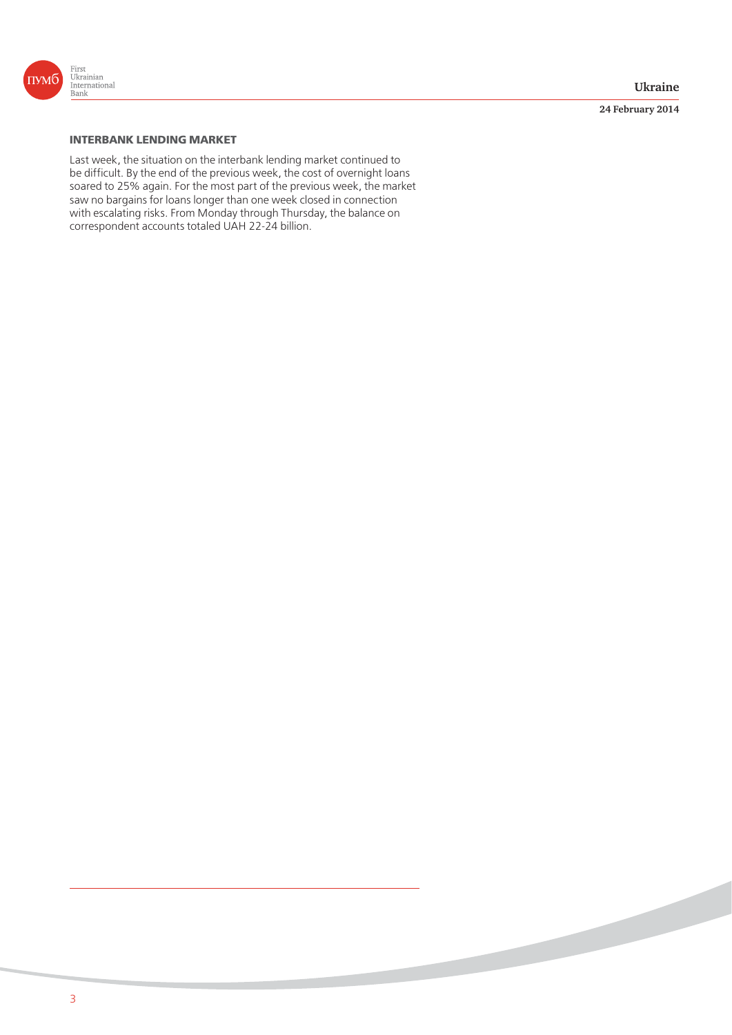## INTERBANK LENDING MARKET

Last week, the situation on the interbank lending market continued to be difficult. By the end of the previous week, the cost of overnight loans soared to 25% again. For the most part of the previous week, the market saw no bargains for loans longer than one week closed in connection with escalating risks. From Monday through Thursday, the balance on correspondent accounts totaled UAH 22-24 billion.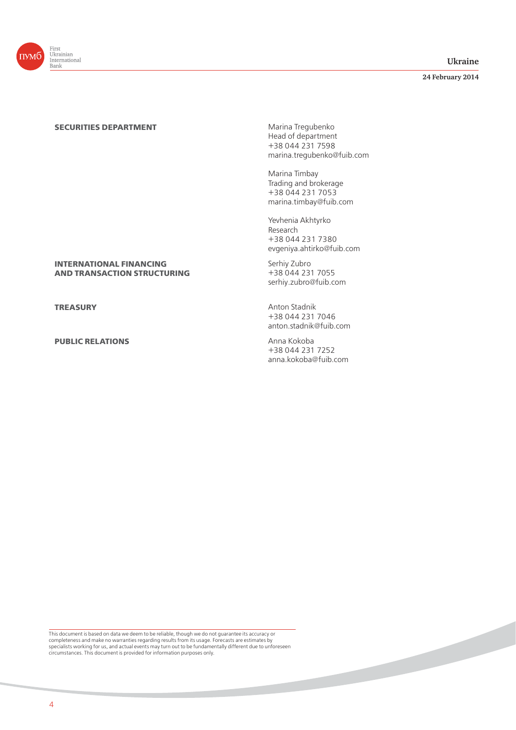**SECURITIES DEPARTMENT**

Marina Tregubenko
Head of department
+38 044 231 7598
marina.tregubenko@fuib.com

Marina Timbay
Trading and brokerage
+38 044 231 7053
marina.timbay@fuib.com

Yevhenia Akhtyrko
Research
+38 044 231 7380
evgeniya.ahtirko@fuib.com

**INTERNATIONAL FINANCING AND TRANSACTION STRUCTURING**

Serhiy Zubro
+38 044 231 7055
serhiy.zubro@fuib.com

**TREASURY**

Anton Stadnik
+38 044 231 7046
anton.stadnik@fuib.com

**PUBLIC RELATIONS**

Anna Kokoba
+38 044 231 7252
anna.kokoba@fuib.com

This document is based on data we deem to be reliable, though we do not guarantee its accuracy or completeness and make no warranties regarding results from its usage. Forecasts are estimates by specialists working for us, and actual events may turn out to be fundamentally different due to unforeseen circumstances. This document is provided for information purposes only.